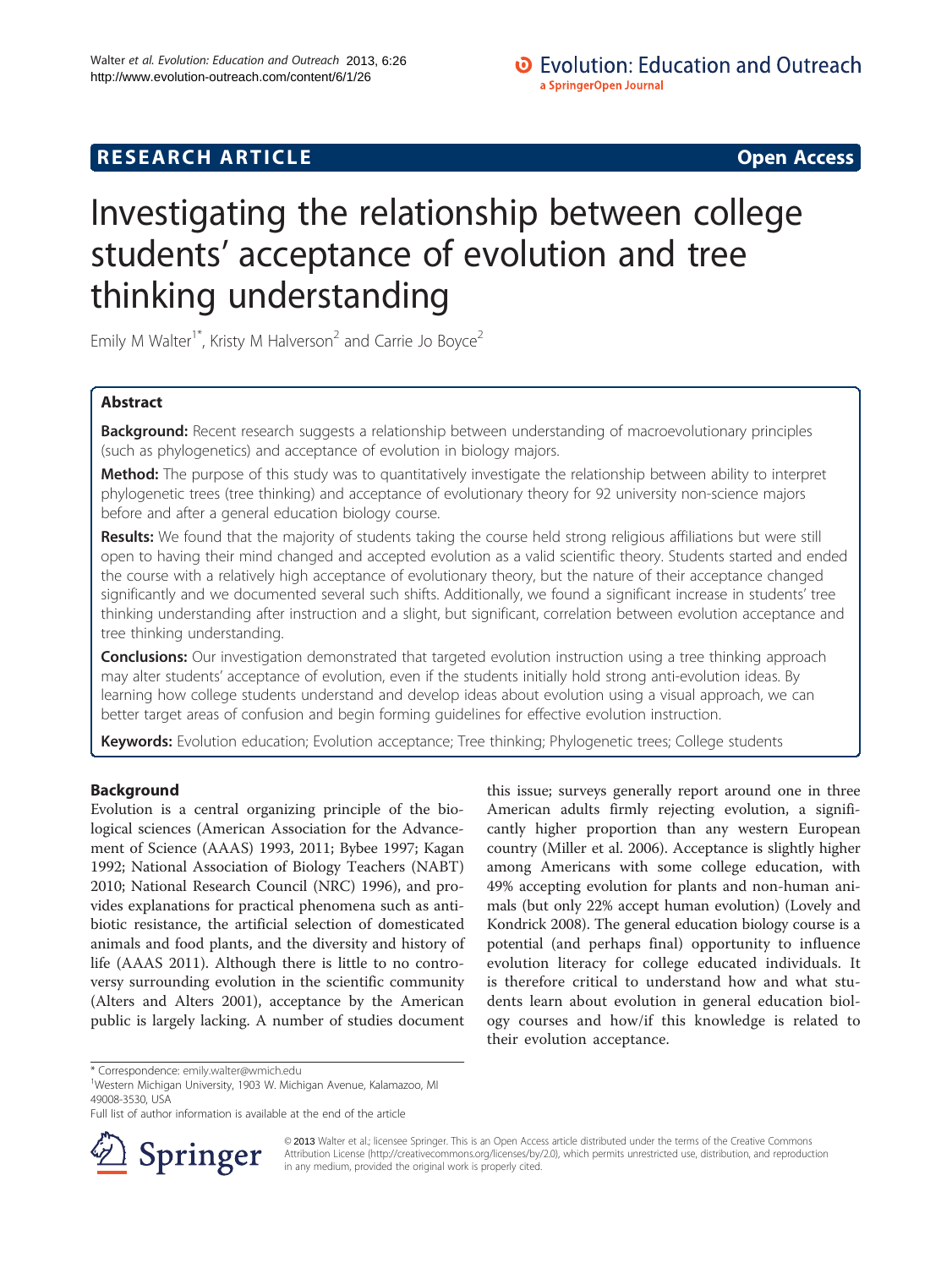RESEARCH ARTICLE Open Access

# Investigating the relationship between college students' acceptance of evolution and tree thinking understanding

Emily M Walter[1*], Kristy M Halverson[2] and Carrie Jo Boyce[2]

## Abstract

**Background:** Recent research suggests a relationship between understanding of macroevolutionary principles (such as phylogenetics) and acceptance of evolution in biology majors.

**Method:** The purpose of this study was to quantitatively investigate the relationship between ability to interpret phylogenetic trees (tree thinking) and acceptance of evolutionary theory for 92 university non-science majors before and after a general education biology course.

**Results:** We found that the majority of students taking the course held strong religious affiliations but were still open to having their mind changed and accepted evolution as a valid scientific theory. Students started and ended the course with a relatively high acceptance of evolutionary theory, but the nature of their acceptance changed significantly and we documented several such shifts. Additionally, we found a significant increase in students' tree thinking understanding after instruction and a slight, but significant, correlation between evolution acceptance and tree thinking understanding.

**Conclusions:** Our investigation demonstrated that targeted evolution instruction using a tree thinking approach may alter students' acceptance of evolution, even if the students initially hold strong anti-evolution ideas. By learning how college students understand and develop ideas about evolution using a visual approach, we can better target areas of confusion and begin forming guidelines for effective evolution instruction.

**Keywords:** Evolution education; Evolution acceptance; Tree thinking; Phylogenetic trees; College students

## Background

Evolution is a central organizing principle of the biological sciences (American Association for the Advancement of Science (AAAS) 1993, 2011; Bybee 1997; Kagan 1992; National Association of Biology Teachers (NABT) 2010; National Research Council (NRC) 1996), and provides explanations for practical phenomena such as antibiotic resistance, the artificial selection of domesticated animals and food plants, and the diversity and history of life (AAAS 2011). Although there is little to no controversy surrounding evolution in the scientific community (Alters and Alters 2001), acceptance by the American public is largely lacking. A number of studies document this issue; surveys generally report around one in three American adults firmly rejecting evolution, a significantly higher proportion than any western European country (Miller et al. 2006). Acceptance is slightly higher among Americans with some college education, with 49% accepting evolution for plants and non-human animals (but only 22% accept human evolution) (Lovely and Kondrick 2008). The general education biology course is a potential (and perhaps final) opportunity to influence evolution literacy for college educated individuals. It is therefore critical to understand how and what students learn about evolution in general education biology courses and how/if this knowledge is related to their evolution acceptance.

\* Correspondence: emily.walter@wmich.edu
[1]Western Michigan University, 1903 W. Michigan Avenue, Kalamazoo, MI 49008-3530, USA
Full list of author information is available at the end of the article

© 2013 Walter et al.; licensee Springer. This is an Open Access article distributed under the terms of the Creative Commons Attribution License (http://creativecommons.org/licenses/by/2.0), which permits unrestricted use, distribution, and reproduction in any medium, provided the original work is properly cited.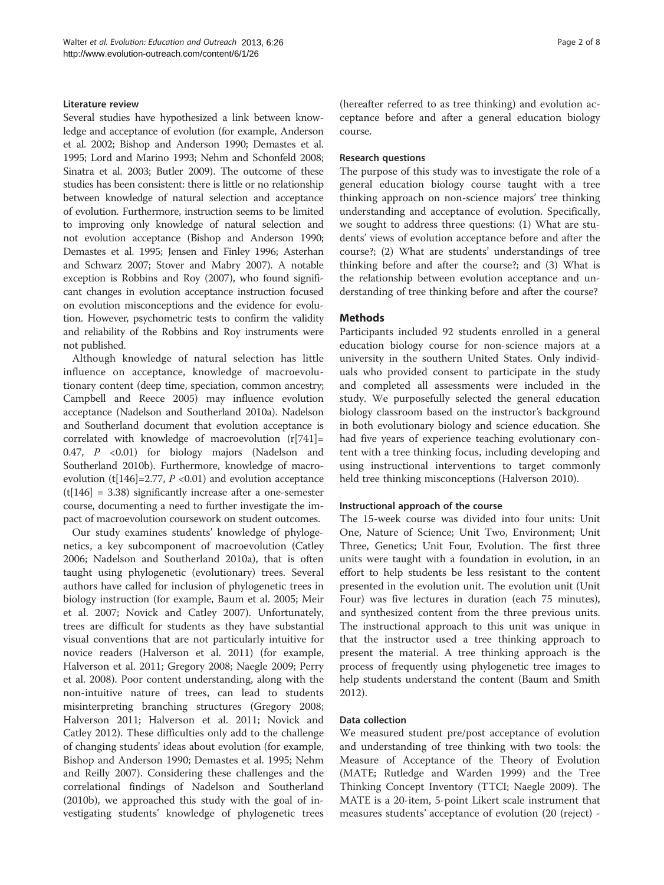### Literature review

Several studies have hypothesized a link between knowledge and acceptance of evolution (for example, Anderson et al. 2002; Bishop and Anderson 1990; Demastes et al. 1995; Lord and Marino 1993; Nehm and Schonfeld 2008; Sinatra et al. 2003; Butler 2009). The outcome of these studies has been consistent: there is little or no relationship between knowledge of natural selection and acceptance of evolution. Furthermore, instruction seems to be limited to improving only knowledge of natural selection and not evolution acceptance (Bishop and Anderson 1990; Demastes et al. 1995; Jensen and Finley 1996; Asterhan and Schwarz 2007; Stover and Mabry 2007). A notable exception is Robbins and Roy (2007), who found significant changes in evolution acceptance instruction focused on evolution misconceptions and the evidence for evolution. However, psychometric tests to confirm the validity and reliability of the Robbins and Roy instruments were not published.

Although knowledge of natural selection has little influence on acceptance, knowledge of macroevolutionary content (deep time, speciation, common ancestry; Campbell and Reece 2005) may influence evolution acceptance (Nadelson and Southerland 2010a). Nadelson and Southerland document that evolution acceptance is correlated with knowledge of macroevolution ($r[741] = 0.47$, $P < 0.01$) for biology majors (Nadelson and Southerland 2010b). Furthermore, knowledge of macroevolution ($t[146] = 2.77$, $P < 0.01$) and evolution acceptance ($t[146] = 3.38$) significantly increase after a one-semester course, documenting a need to further investigate the impact of macroevolution coursework on student outcomes.

Our study examines students' knowledge of phylogenetics, a key subcomponent of macroevolution (Catley 2006; Nadelson and Southerland 2010a), that is often taught using phylogenetic (evolutionary) trees. Several authors have called for inclusion of phylogenetic trees in biology instruction (for example, Baum et al. 2005; Meir et al. 2007; Novick and Catley 2007). Unfortunately, trees are difficult for students as they have substantial visual conventions that are not particularly intuitive for novice readers (Halverson et al. 2011) (for example, Halverson et al. 2011; Gregory 2008; Naegle 2009; Perry et al. 2008). Poor content understanding, along with the non-intuitive nature of trees, can lead to students misinterpreting branching structures (Gregory 2008; Halverson 2011; Halverson et al. 2011; Novick and Catley 2012). These difficulties only add to the challenge of changing students' ideas about evolution (for example, Bishop and Anderson 1990; Demastes et al. 1995; Nehm and Reilly 2007). Considering these challenges and the correlational findings of Nadelson and Southerland (2010b), we approached this study with the goal of investigating students' knowledge of phylogenetic trees (hereafter referred to as tree thinking) and evolution acceptance before and after a general education biology course.

### Research questions

The purpose of this study was to investigate the role of a general education biology course taught with a tree thinking approach on non-science majors' tree thinking understanding and acceptance of evolution. Specifically, we sought to address three questions: (1) What are students' views of evolution acceptance before and after the course?; (2) What are students' understandings of tree thinking before and after the course?; and (3) What is the relationship between evolution acceptance and understanding of tree thinking before and after the course?

## Methods

Participants included 92 students enrolled in a general education biology course for non-science majors at a university in the southern United States. Only individuals who provided consent to participate in the study and completed all assessments were included in the study. We purposefully selected the general education biology classroom based on the instructor's background in both evolutionary biology and science education. She had five years of experience teaching evolutionary content with a tree thinking focus, including developing and using instructional interventions to target commonly held tree thinking misconceptions (Halverson 2010).

### Instructional approach of the course

The 15-week course was divided into four units: Unit One, Nature of Science; Unit Two, Environment; Unit Three, Genetics; Unit Four, Evolution. The first three units were taught with a foundation in evolution, in an effort to help students be less resistant to the content presented in the evolution unit. The evolution unit (Unit Four) was five lectures in duration (each 75 minutes), and synthesized content from the three previous units. The instructional approach to this unit was unique in that the instructor used a tree thinking approach to present the material. A tree thinking approach is the process of frequently using phylogenetic tree images to help students understand the content (Baum and Smith 2012).

### Data collection

We measured student pre/post acceptance of evolution and understanding of tree thinking with two tools: the Measure of Acceptance of the Theory of Evolution (MATE; Rutledge and Warden 1999) and the Tree Thinking Concept Inventory (TTCI; Naegle 2009). The MATE is a 20-item, 5-point Likert scale instrument that measures students' acceptance of evolution (20 (reject) -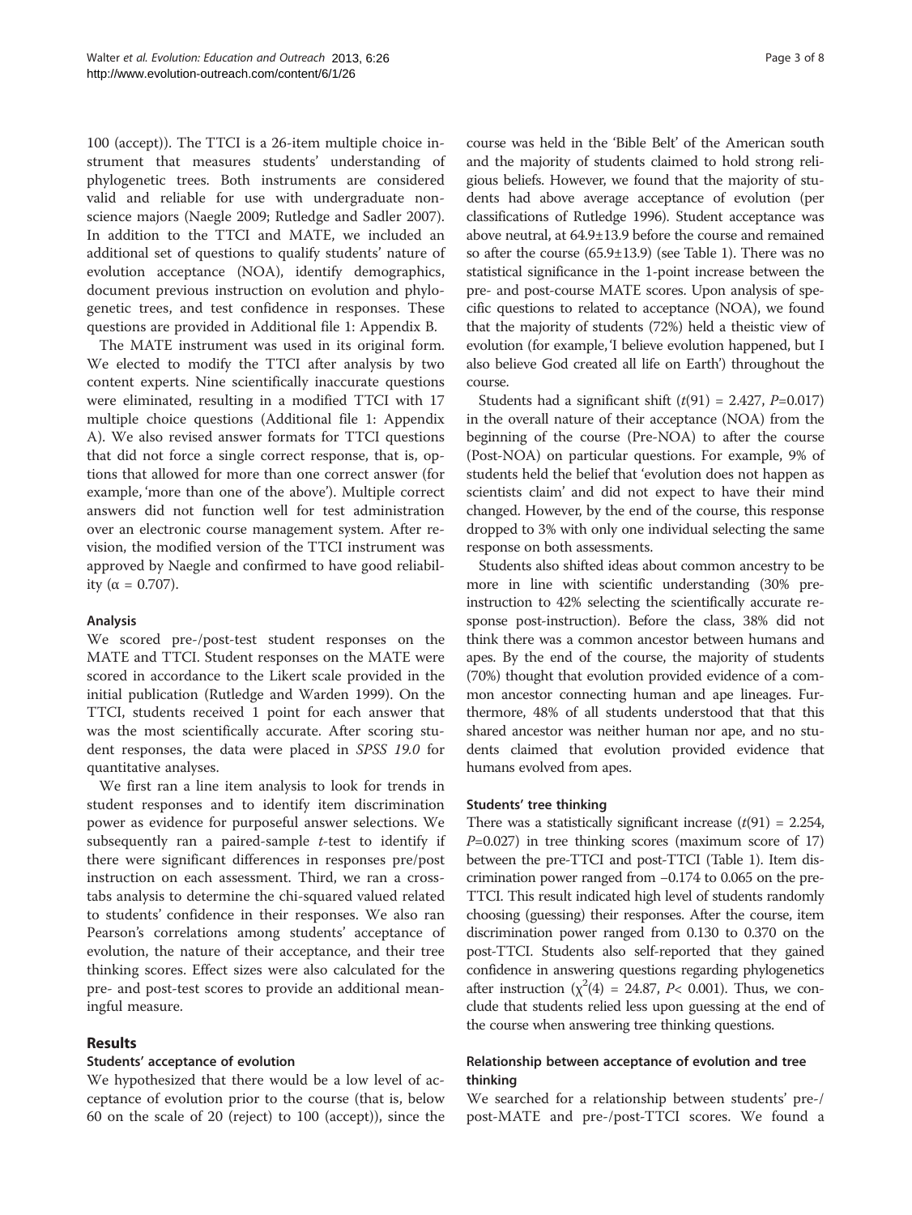100 (accept)). The TTCI is a 26-item multiple choice instrument that measures students' understanding of phylogenetic trees. Both instruments are considered valid and reliable for use with undergraduate non-science majors (Naegle 2009; Rutledge and Sadler 2007). In addition to the TTCI and MATE, we included an additional set of questions to qualify students' nature of evolution acceptance (NOA), identify demographics, document previous instruction on evolution and phylogenetic trees, and test confidence in responses. These questions are provided in Additional file 1: Appendix B.

The MATE instrument was used in its original form. We elected to modify the TTCI after analysis by two content experts. Nine scientifically inaccurate questions were eliminated, resulting in a modified TTCI with 17 multiple choice questions (Additional file 1: Appendix A). We also revised answer formats for TTCI questions that did not force a single correct response, that is, options that allowed for more than one correct answer (for example, 'more than one of the above'). Multiple correct answers did not function well for test administration over an electronic course management system. After revision, the modified version of the TTCI instrument was approved by Naegle and confirmed to have good reliability ($\alpha$ = 0.707).

### Analysis

We scored pre-/post-test student responses on the MATE and TTCI. Student responses on the MATE were scored in accordance to the Likert scale provided in the initial publication (Rutledge and Warden 1999). On the TTCI, students received 1 point for each answer that was the most scientifically accurate. After scoring student responses, the data were placed in *SPSS 19.0* for quantitative analyses.

We first ran a line item analysis to look for trends in student responses and to identify item discrimination power as evidence for purposeful answer selections. We subsequently ran a paired-sample *t*-test to identify if there were significant differences in responses pre/post instruction on each assessment. Third, we ran a cross-tabs analysis to determine the chi-squared valued related to students' confidence in their responses. We also ran Pearson's correlations among students' acceptance of evolution, the nature of their acceptance, and their tree thinking scores. Effect sizes were also calculated for the pre- and post-test scores to provide an additional meaningful measure.

## Results

### Students' acceptance of evolution

We hypothesized that there would be a low level of acceptance of evolution prior to the course (that is, below 60 on the scale of 20 (reject) to 100 (accept)), since the course was held in the 'Bible Belt' of the American south and the majority of students claimed to hold strong religious beliefs. However, we found that the majority of students had above average acceptance of evolution (per classifications of Rutledge 1996). Student acceptance was above neutral, at 64.9±13.9 before the course and remained so after the course (65.9±13.9) (see Table 1). There was no statistical significance in the 1-point increase between the pre- and post-course MATE scores. Upon analysis of specific questions to related to acceptance (NOA), we found that the majority of students (72%) held a theistic view of evolution (for example, 'I believe evolution happened, but I also believe God created all life on Earth') throughout the course.

Students had a significant shift ($t(91)$ = 2.427, $P$=0.017) in the overall nature of their acceptance (NOA) from the beginning of the course (Pre-NOA) to after the course (Post-NOA) on particular questions. For example, 9% of students held the belief that 'evolution does not happen as scientists claim' and did not expect to have their mind changed. However, by the end of the course, this response dropped to 3% with only one individual selecting the same response on both assessments.

Students also shifted ideas about common ancestry to be more in line with scientific understanding (30% pre-instruction to 42% selecting the scientifically accurate response post-instruction). Before the class, 38% did not think there was a common ancestor between humans and apes. By the end of the course, the majority of students (70%) thought that evolution provided evidence of a common ancestor connecting human and ape lineages. Furthermore, 48% of all students understood that that this shared ancestor was neither human nor ape, and no students claimed that evolution provided evidence that humans evolved from apes.

### Students' tree thinking

There was a statistically significant increase ($t(91)$ = 2.254, $P$=0.027) in tree thinking scores (maximum score of 17) between the pre-TTCI and post-TTCI (Table 1). Item discrimination power ranged from −0.174 to 0.065 on the pre-TTCI. This result indicated high level of students randomly choosing (guessing) their responses. After the course, item discrimination power ranged from 0.130 to 0.370 on the post-TTCI. Students also self-reported that they gained confidence in answering questions regarding phylogenetics after instruction ($\chi^2(4)$ = 24.87, $P$< 0.001). Thus, we conclude that students relied less upon guessing at the end of the course when answering tree thinking questions.

### Relationship between acceptance of evolution and tree thinking

We searched for a relationship between students' pre-/post-MATE and pre-/post-TTCI scores. We found a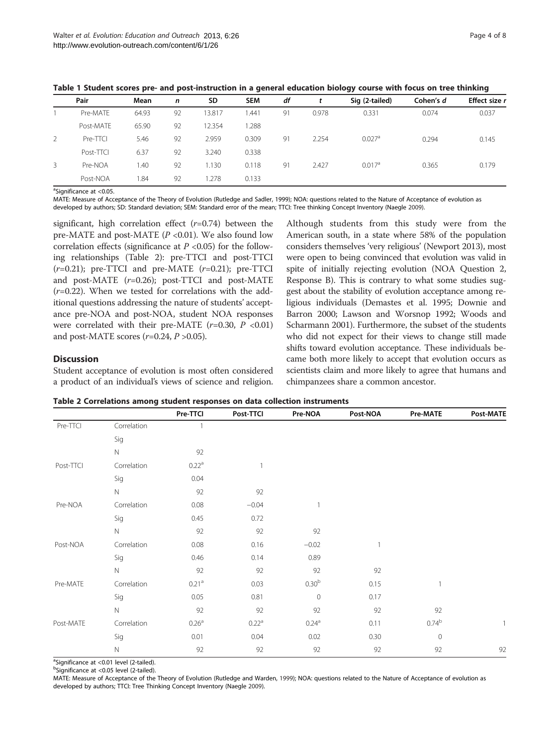**Table 1 Student scores pre- and post-instruction in a general education biology course with focus on tree thinking**

| | Pair | Mean | *n* | SD | SEM | *df* | *t* | Sig (2-tailed) | Cohen's *d* | Effect size *r* |
|---|---|---|---|---|---|---|---|---|---|---|
| 1 | Pre-MATE | 64.93 | 92 | 13.817 | 1.441 | 91 | 0.978 | 0.331 | 0.074 | 0.037 |
| | Post-MATE | 65.90 | 92 | 12.354 | 1.288 | | | | | |
| 2 | Pre-TTCI | 5.46 | 92 | 2.959 | 0.309 | 91 | 2.254 | 0.027[a] | 0.294 | 0.145 |
| | Post-TTCI | 6.37 | 92 | 3.240 | 0.338 | | | | | |
| 3 | Pre-NOA | 1.40 | 92 | 1.130 | 0.118 | 91 | 2.427 | 0.017[a] | 0.365 | 0.179 |
| | Post-NOA | 1.84 | 92 | 1.278 | 0.133 | | | | | |

[a]Significance at <0.05.
MATE: Measure of Acceptance of the Theory of Evolution (Rutledge and Sadler, 1999); NOA: questions related to the Nature of Acceptance of evolution as developed by authors; SD: Standard deviation; SEM: Standard error of the mean; TTCI: Tree thinking Concept Inventory (Naegle 2009).

significant, high correlation effect ($r$=0.74) between the pre-MATE and post-MATE ($P$ <0.01). We also found low correlation effects (significance at $P$ <0.05) for the following relationships (Table 2): pre-TTCI and post-TTCI ($r$=0.21); pre-TTCI and pre-MATE ($r$=0.21); pre-TTCI and post-MATE ($r$=0.26); post-TTCI and post-MATE ($r$=0.22). When we tested for correlations with the additional questions addressing the nature of students' acceptance pre-NOA and post-NOA, student NOA responses were correlated with their pre-MATE ($r$=0.30, $P$ <0.01) and post-MATE scores ($r$=0.24, $P$ >0.05).

## Discussion

Student acceptance of evolution is most often considered a product of an individual's views of science and religion. Although students from this study were from the American south, in a state where 58% of the population considers themselves 'very religious' (Newport 2013), most were open to being convinced that evolution was valid in spite of initially rejecting evolution (NOA Question 2, Response B). This is contrary to what some studies suggest about the stability of evolution acceptance among religious individuals (Demastes et al. 1995; Downie and Barron 2000; Lawson and Worsnop 1992; Woods and Scharmann 2001). Furthermore, the subset of the students who did not expect for their views to change still made shifts toward evolution acceptance. These individuals became both more likely to accept that evolution occurs as scientists claim and more likely to agree that humans and chimpanzees share a common ancestor.

**Table 2 Correlations among student responses on data collection instruments**

| | | Pre-TTCI | Post-TTCI | Pre-NOA | Post-NOA | Pre-MATE | Post-MATE |
|---|---|---|---|---|---|---|---|
| Pre-TTCI | Correlation | 1 | | | | | |
| | Sig | | | | | | |
| | N | 92 | | | | | |
| Post-TTCI | Correlation | 0.22[a] | 1 | | | | |
| | Sig | 0.04 | | | | | |
| | N | 92 | 92 | | | | |
| Pre-NOA | Correlation | 0.08 | −0.04 | 1 | | | |
| | Sig | 0.45 | 0.72 | | | | |
| | N | 92 | 92 | 92 | | | |
| Post-NOA | Correlation | 0.08 | 0.16 | −0.02 | 1 | | |
| | Sig | 0.46 | 0.14 | 0.89 | | | |
| | N | 92 | 92 | 92 | 92 | | |
| Pre-MATE | Correlation | 0.21[a] | 0.03 | 0.30[b] | 0.15 | 1 | |
| | Sig | 0.05 | 0.81 | 0 | 0.17 | | |
| | N | 92 | 92 | 92 | 92 | 92 | |
| Post-MATE | Correlation | 0.26[a] | 0.22[a] | 0.24[a] | 0.11 | 0.74[b] | 1 |
| | Sig | 0.01 | 0.04 | 0.02 | 0.30 | 0 | |
| | N | 92 | 92 | 92 | 92 | 92 | 92 |

[a]Significance at <0.01 level (2-tailed).
[b]Significance at <0.05 level (2-tailed).
MATE: Measure of Acceptance of the Theory of Evolution (Rutledge and Warden, 1999); NOA: questions related to the Nature of Acceptance of evolution as developed by authors; TTCI: Tree Thinking Concept Inventory (Naegle 2009).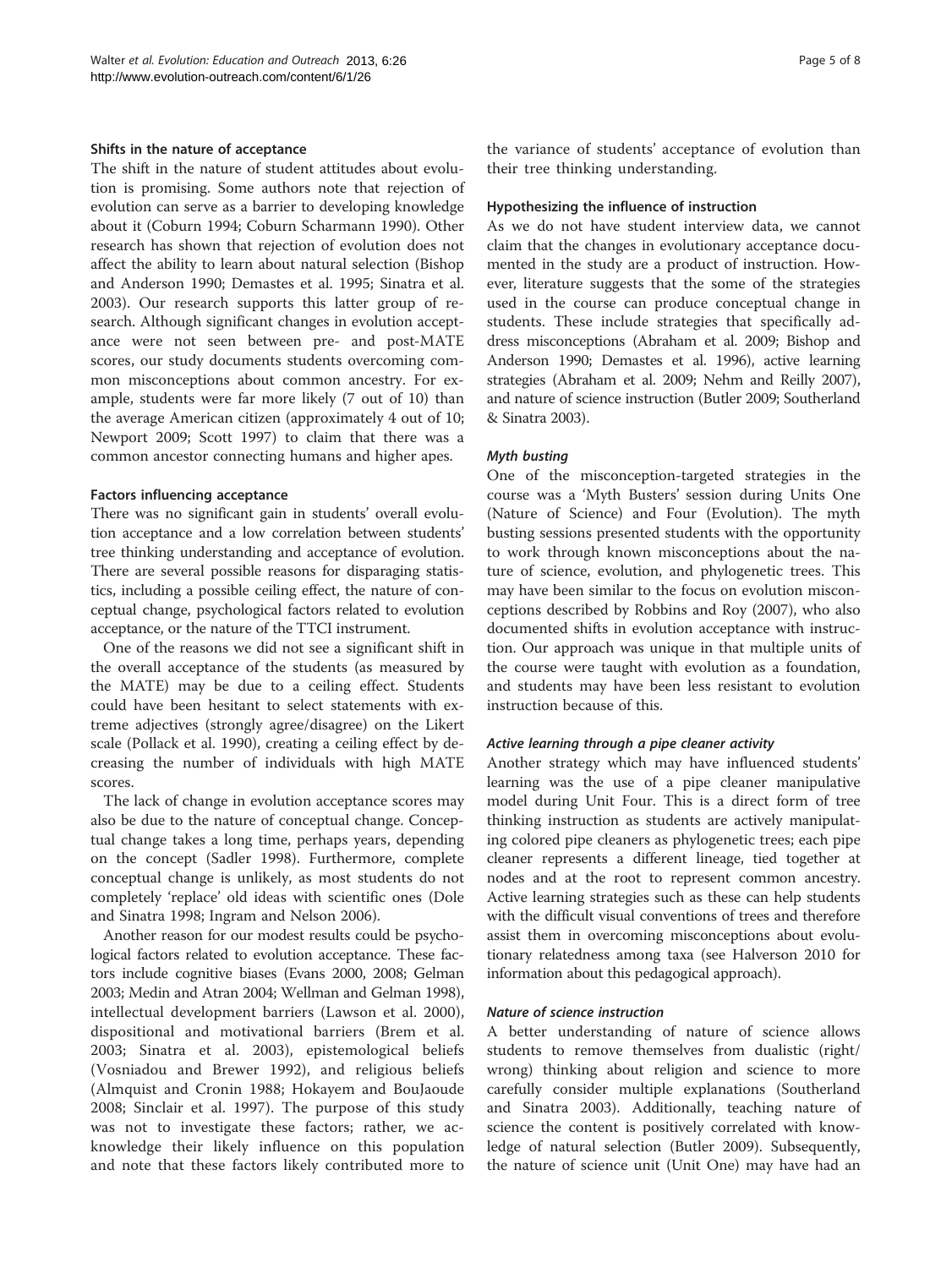### Shifts in the nature of acceptance

The shift in the nature of student attitudes about evolution is promising. Some authors note that rejection of evolution can serve as a barrier to developing knowledge about it (Coburn 1994; Coburn Scharmann 1990). Other research has shown that rejection of evolution does not affect the ability to learn about natural selection (Bishop and Anderson 1990; Demastes et al. 1995; Sinatra et al. 2003). Our research supports this latter group of research. Although significant changes in evolution acceptance were not seen between pre- and post-MATE scores, our study documents students overcoming common misconceptions about common ancestry. For example, students were far more likely (7 out of 10) than the average American citizen (approximately 4 out of 10; Newport 2009; Scott 1997) to claim that there was a common ancestor connecting humans and higher apes.

### Factors influencing acceptance

There was no significant gain in students' overall evolution acceptance and a low correlation between students' tree thinking understanding and acceptance of evolution. There are several possible reasons for disparaging statistics, including a possible ceiling effect, the nature of conceptual change, psychological factors related to evolution acceptance, or the nature of the TTCI instrument.

One of the reasons we did not see a significant shift in the overall acceptance of the students (as measured by the MATE) may be due to a ceiling effect. Students could have been hesitant to select statements with extreme adjectives (strongly agree/disagree) on the Likert scale (Pollack et al. 1990), creating a ceiling effect by decreasing the number of individuals with high MATE scores.

The lack of change in evolution acceptance scores may also be due to the nature of conceptual change. Conceptual change takes a long time, perhaps years, depending on the concept (Sadler 1998). Furthermore, complete conceptual change is unlikely, as most students do not completely 'replace' old ideas with scientific ones (Dole and Sinatra 1998; Ingram and Nelson 2006).

Another reason for our modest results could be psychological factors related to evolution acceptance. These factors include cognitive biases (Evans 2000, 2008; Gelman 2003; Medin and Atran 2004; Wellman and Gelman 1998), intellectual development barriers (Lawson et al. 2000), dispositional and motivational barriers (Brem et al. 2003; Sinatra et al. 2003), epistemological beliefs (Vosniadou and Brewer 1992), and religious beliefs (Almquist and Cronin 1988; Hokayem and BouJaoude 2008; Sinclair et al. 1997). The purpose of this study was not to investigate these factors; rather, we acknowledge their likely influence on this population and note that these factors likely contributed more to the variance of students' acceptance of evolution than their tree thinking understanding.

### Hypothesizing the influence of instruction

As we do not have student interview data, we cannot claim that the changes in evolutionary acceptance documented in the study are a product of instruction. However, literature suggests that the some of the strategies used in the course can produce conceptual change in students. These include strategies that specifically address misconceptions (Abraham et al. 2009; Bishop and Anderson 1990; Demastes et al. 1996), active learning strategies (Abraham et al. 2009; Nehm and Reilly 2007), and nature of science instruction (Butler 2009; Southerland & Sinatra 2003).

#### *Myth busting*

One of the misconception-targeted strategies in the course was a 'Myth Busters' session during Units One (Nature of Science) and Four (Evolution). The myth busting sessions presented students with the opportunity to work through known misconceptions about the nature of science, evolution, and phylogenetic trees. This may have been similar to the focus on evolution misconceptions described by Robbins and Roy (2007), who also documented shifts in evolution acceptance with instruction. Our approach was unique in that multiple units of the course were taught with evolution as a foundation, and students may have been less resistant to evolution instruction because of this.

#### *Active learning through a pipe cleaner activity*

Another strategy which may have influenced students' learning was the use of a pipe cleaner manipulative model during Unit Four. This is a direct form of tree thinking instruction as students are actively manipulating colored pipe cleaners as phylogenetic trees; each pipe cleaner represents a different lineage, tied together at nodes and at the root to represent common ancestry. Active learning strategies such as these can help students with the difficult visual conventions of trees and therefore assist them in overcoming misconceptions about evolutionary relatedness among taxa (see Halverson 2010 for information about this pedagogical approach).

#### *Nature of science instruction*

A better understanding of nature of science allows students to remove themselves from dualistic (right/wrong) thinking about religion and science to more carefully consider multiple explanations (Southerland and Sinatra 2003). Additionally, teaching nature of science the content is positively correlated with knowledge of natural selection (Butler 2009). Subsequently, the nature of science unit (Unit One) may have had an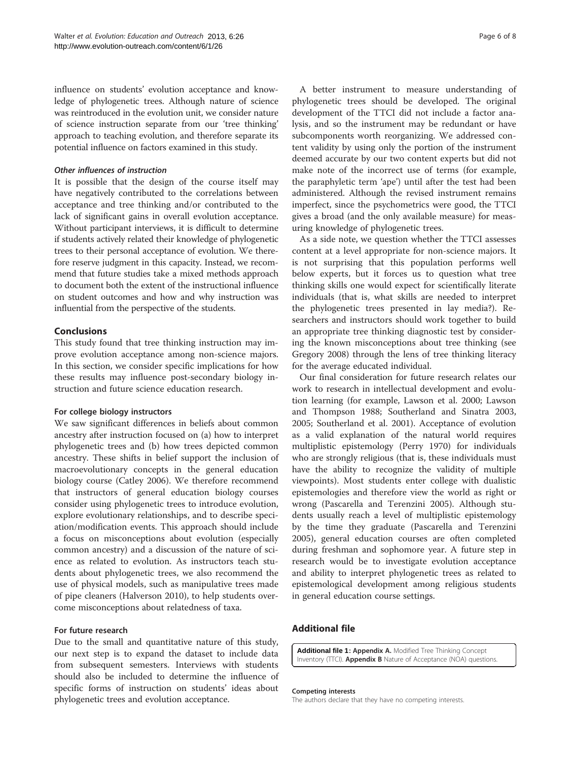influence on students' evolution acceptance and knowledge of phylogenetic trees. Although nature of science was reintroduced in the evolution unit, we consider nature of science instruction separate from our 'tree thinking' approach to teaching evolution, and therefore separate its potential influence on factors examined in this study.

#### *Other influences of instruction*

It is possible that the design of the course itself may have negatively contributed to the correlations between acceptance and tree thinking and/or contributed to the lack of significant gains in overall evolution acceptance. Without participant interviews, it is difficult to determine if students actively related their knowledge of phylogenetic trees to their personal acceptance of evolution. We therefore reserve judgment in this capacity. Instead, we recommend that future studies take a mixed methods approach to document both the extent of the instructional influence on student outcomes and how and why instruction was influential from the perspective of the students.

## Conclusions

This study found that tree thinking instruction may improve evolution acceptance among non-science majors. In this section, we consider specific implications for how these results may influence post-secondary biology instruction and future science education research.

### For college biology instructors

We saw significant differences in beliefs about common ancestry after instruction focused on (a) how to interpret phylogenetic trees and (b) how trees depicted common ancestry. These shifts in belief support the inclusion of macroevolutionary concepts in the general education biology course (Catley 2006). We therefore recommend that instructors of general education biology courses consider using phylogenetic trees to introduce evolution, explore evolutionary relationships, and to describe speciation/modification events. This approach should include a focus on misconceptions about evolution (especially common ancestry) and a discussion of the nature of science as related to evolution. As instructors teach students about phylogenetic trees, we also recommend the use of physical models, such as manipulative trees made of pipe cleaners (Halverson 2010), to help students overcome misconceptions about relatedness of taxa.

### For future research

Due to the small and quantitative nature of this study, our next step is to expand the dataset to include data from subsequent semesters. Interviews with students should also be included to determine the influence of specific forms of instruction on students' ideas about phylogenetic trees and evolution acceptance.

A better instrument to measure understanding of phylogenetic trees should be developed. The original development of the TTCI did not include a factor analysis, and so the instrument may be redundant or have subcomponents worth reorganizing. We addressed content validity by using only the portion of the instrument deemed accurate by our two content experts but did not make note of the incorrect use of terms (for example, the paraphyletic term 'ape') until after the test had been administered. Although the revised instrument remains imperfect, since the psychometrics were good, the TTCI gives a broad (and the only available measure) for measuring knowledge of phylogenetic trees.

As a side note, we question whether the TTCI assesses content at a level appropriate for non-science majors. It is not surprising that this population performs well below experts, but it forces us to question what tree thinking skills one would expect for scientifically literate individuals (that is, what skills are needed to interpret the phylogenetic trees presented in lay media?). Researchers and instructors should work together to build an appropriate tree thinking diagnostic test by considering the known misconceptions about tree thinking (see Gregory 2008) through the lens of tree thinking literacy for the average educated individual.

Our final consideration for future research relates our work to research in intellectual development and evolution learning (for example, Lawson et al. 2000; Lawson and Thompson 1988; Southerland and Sinatra 2003, 2005; Southerland et al. 2001). Acceptance of evolution as a valid explanation of the natural world requires multiplistic epistemology (Perry 1970) for individuals who are strongly religious (that is, these individuals must have the ability to recognize the validity of multiple viewpoints). Most students enter college with dualistic epistemologies and therefore view the world as right or wrong (Pascarella and Terenzini 2005). Although students usually reach a level of multiplistic epistemology by the time they graduate (Pascarella and Terenzini 2005), general education courses are often completed during freshman and sophomore year. A future step in research would be to investigate evolution acceptance and ability to interpret phylogenetic trees as related to epistemological development among religious students in general education course settings.

## Additional file

**Additional file 1: Appendix A.** Modified Tree Thinking Concept Inventory (TTCI). **Appendix B** Nature of Acceptance (NOA) questions.

#### Competing interests

The authors declare that they have no competing interests.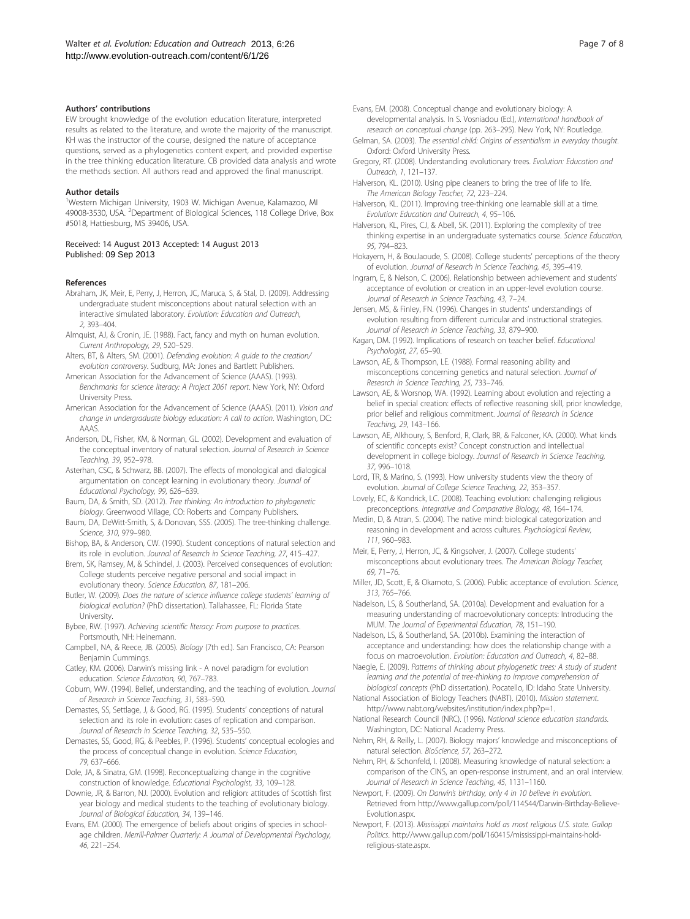### Authors' contributions

EW brought knowledge of the evolution education literature, interpreted results as related to the literature, and wrote the majority of the manuscript. KH was the instructor of the course, designed the nature of acceptance questions, served as a phylogenetics content expert, and provided expertise in the tree thinking education literature. CB provided data analysis and wrote the methods section. All authors read and approved the final manuscript.

### Author details

[1]Western Michigan University, 1903 W. Michigan Avenue, Kalamazoo, MI 49008-3530, USA. [2]Department of Biological Sciences, 118 College Drive, Box #5018, Hattiesburg, MS 39406, USA.

Received: 14 August 2013 Accepted: 14 August 2013
Published: 09 Sep 2013

### References

Abraham, JK, Meir, E, Perry, J, Herron, JC, Maruca, S, & Stal, D. (2009). Addressing undergraduate student misconceptions about natural selection with an interactive simulated laboratory. *Evolution: Education and Outreach, 2*, 393–404.

Almquist, AJ, & Cronin, JE. (1988). Fact, fancy and myth on human evolution. *Current Anthropology, 29*, 520–529.

Alters, BT, & Alters, SM. (2001). *Defending evolution: A guide to the creation/evolution controversy*. Sudburg, MA: Jones and Bartlett Publishers.

American Association for the Advancement of Science (AAAS). (1993). *Benchmarks for science literacy: A Project 2061 report*. New York, NY: Oxford University Press.

American Association for the Advancement of Science (AAAS). (2011). *Vision and change in undergraduate biology education: A call to action*. Washington, DC: AAAS.

Anderson, DL, Fisher, KM, & Norman, GL. (2002). Development and evaluation of the conceptual inventory of natural selection. *Journal of Research in Science Teaching, 39*, 952–978.

Asterhan, CSC, & Schwarz, BB. (2007). The effects of monological and dialogical argumentation on concept learning in evolutionary theory. *Journal of Educational Psychology, 99*, 626–639.

Baum, DA, & Smith, SD. (2012). *Tree thinking: An introduction to phylogenetic biology*. Greenwood Village, CO: Roberts and Company Publishers.

Baum, DA, DeWitt-Smith, S, & Donovan, SSS. (2005). The tree-thinking challenge. *Science, 310*, 979–980.

Bishop, BA, & Anderson, CW. (1990). Student conceptions of natural selection and its role in evolution. *Journal of Research in Science Teaching, 27*, 415–427.

Brem, SK, Ramsey, M, & Schindel, J. (2003). Perceived consequences of evolution: College students perceive negative personal and social impact in evolutionary theory. *Science Education, 87*, 181–206.

Butler, W. (2009). *Does the nature of science influence college students' learning of biological evolution?* (PhD dissertation). Tallahassee, FL: Florida State University.

Bybee, RW. (1997). *Achieving scientific literacy: From purpose to practices*. Portsmouth, NH: Heinemann.

Campbell, NA, & Reece, JB. (2005). *Biology* (7th ed.). San Francisco, CA: Pearson Benjamin Cummings.

Catley, KM. (2006). Darwin's missing link - A novel paradigm for evolution education. *Science Education, 90*, 767–783.

Coburn, WW. (1994). Belief, understanding, and the teaching of evolution. *Journal of Research in Science Teaching, 31*, 583–590.

Demastes, SS, Settlage, J, & Good, RG. (1995). Students' conceptions of natural selection and its role in evolution: cases of replication and comparison. *Journal of Research in Science Teaching, 32*, 535–550.

Demastes, SS, Good, RG, & Peebles, P. (1996). Students' conceptual ecologies and the process of conceptual change in evolution. *Science Education, 79*, 637–666.

Dole, JA, & Sinatra, GM. (1998). Reconceptualizing change in the cognitive construction of knowledge. *Educational Psychologist, 33*, 109–128.

Downie, JR, & Barron, NJ. (2000). Evolution and religion: attitudes of Scottish first year biology and medical students to the teaching of evolutionary biology. *Journal of Biological Education, 34*, 139–146.

Evans, EM. (2000). The emergence of beliefs about origins of species in school-age children. *Merrill-Palmer Quarterly: A Journal of Developmental Psychology, 46*, 221–254.

Evans, EM. (2008). Conceptual change and evolutionary biology: A developmental analysis. In S. Vosniadou (Ed.), *International handbook of research on conceptual change* (pp. 263–295). New York, NY: Routledge.

Gelman, SA. (2003). *The essential child: Origins of essentialism in everyday thought*. Oxford: Oxford University Press.

Gregory, RT. (2008). Understanding evolutionary trees. *Evolution: Education and Outreach, 1*, 121–137.

Halverson, KL. (2010). Using pipe cleaners to bring the tree of life to life. *The American Biology Teacher, 72*, 223–224.

Halverson, KL. (2011). Improving tree-thinking one learnable skill at a time. *Evolution: Education and Outreach, 4*, 95–106.

Halverson, KL, Pires, CJ, & Abell, SK. (2011). Exploring the complexity of tree thinking expertise in an undergraduate systematics course. *Science Education, 95*, 794–823.

Hokayem, H, & BouJaoude, S. (2008). College students' perceptions of the theory of evolution. *Journal of Research in Science Teaching, 45*, 395–419.

Ingram, E, & Nelson, C. (2006). Relationship between achievement and students' acceptance of evolution or creation in an upper-level evolution course. *Journal of Research in Science Teaching, 43*, 7–24.

Jensen, MS, & Finley, FN. (1996). Changes in students' understandings of evolution resulting from different curricular and instructional strategies. *Journal of Research in Science Teaching, 33*, 879–900.

Kagan, DM. (1992). Implications of research on teacher belief. *Educational Psychologist, 27*, 65–90.

Lawson, AE, & Thompson, LE. (1988). Formal reasoning ability and misconceptions concerning genetics and natural selection. *Journal of Research in Science Teaching, 25*, 733–746.

Lawson, AE, & Worsnop, WA. (1992). Learning about evolution and rejecting a belief in special creation: effects of reflective reasoning skill, prior knowledge, prior belief and religious commitment. *Journal of Research in Science Teaching, 29*, 143–166.

Lawson, AE, Alkhoury, S, Benford, R, Clark, BR, & Falconer, KA. (2000). What kinds of scientific concepts exist? Concept construction and intellectual development in college biology. *Journal of Research in Science Teaching, 37*, 996–1018.

Lord, TR, & Marino, S. (1993). How university students view the theory of evolution. *Journal of College Science Teaching, 22*, 353–357.

Lovely, EC, & Kondrick, LC. (2008). Teaching evolution: challenging religious preconceptions. *Integrative and Comparative Biology, 48*, 164–174.

Medin, D, & Atran, S. (2004). The native mind: biological categorization and reasoning in development and across cultures. *Psychological Review, 111*, 960–983.

Meir, E, Perry, J, Herron, JC, & Kingsolver, J. (2007). College students' misconceptions about evolutionary trees. *The American Biology Teacher, 69*, 71–76.

Miller, JD, Scott, E, & Okamoto, S. (2006). Public acceptance of evolution. *Science, 313*, 765–766.

Nadelson, LS, & Southerland, SA. (2010a). Development and evaluation for a measuring understanding of macroevolutionary concepts: Introducing the MUM. *The Journal of Experimental Education, 78*, 151–190.

Nadelson, LS, & Southerland, SA. (2010b). Examining the interaction of acceptance and understanding: how does the relationship change with a focus on macroevolution. *Evolution: Education and Outreach, 4*, 82–88.

Naegle, E. (2009). *Patterns of thinking about phylogenetic trees: A study of student learning and the potential of tree-thinking to improve comprehension of biological concepts* (PhD dissertation). Pocatello, ID: Idaho State University.

National Association of Biology Teachers (NABT). (2010). *Mission statement*. http://www.nabt.org/websites/institution/index.php?p=1.

National Research Council (NRC). (1996). *National science education standards*. Washington, DC: National Academy Press.

Nehm, RH, & Reilly, L. (2007). Biology majors' knowledge and misconceptions of natural selection. *BioScience, 57*, 263–272.

Nehm, RH, & Schonfeld, I. (2008). Measuring knowledge of natural selection: a comparison of the CINS, an open-response instrument, and an oral interview. *Journal of Research in Science Teaching, 45*, 1131–1160.

Newport, F. (2009). *On Darwin's birthday, only 4 in 10 believe in evolution*. Retrieved from http://www.gallup.com/poll/114544/Darwin-Birthday-Believe-Evolution.aspx.

Newport, F. (2013). *Mississippi maintains hold as most religious U.S. state. Gallop Politics*. http://www.gallup.com/poll/160415/mississippi-maintains-hold-religious-state.aspx.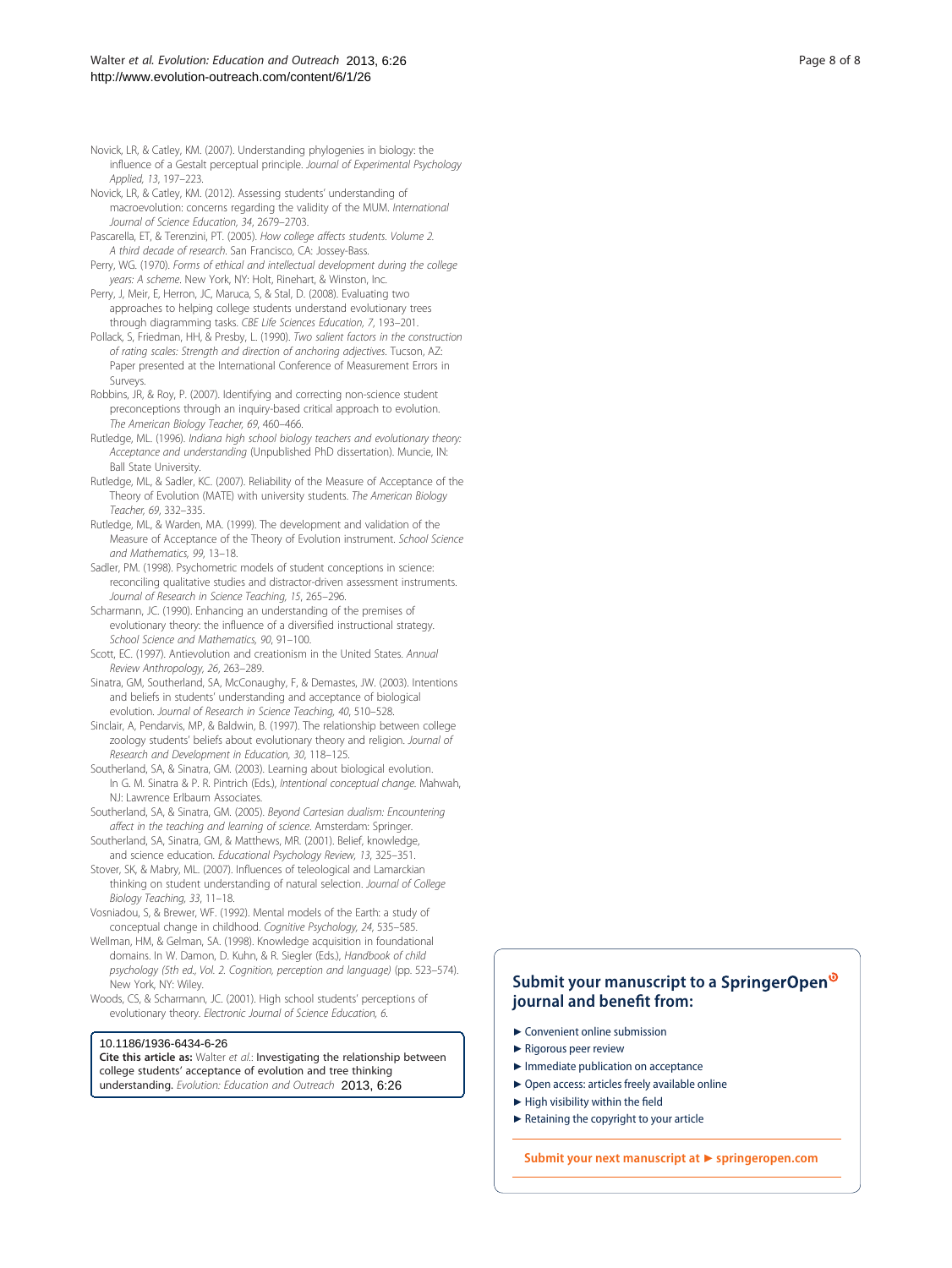Novick, LR, & Catley, KM. (2007). Understanding phylogenies in biology: the influence of a Gestalt perceptual principle. *Journal of Experimental Psychology Applied, 13*, 197–223.

Novick, LR, & Catley, KM. (2012). Assessing students' understanding of macroevolution: concerns regarding the validity of the MUM. *International Journal of Science Education, 34*, 2679–2703.

Pascarella, ET, & Terenzini, PT. (2005). *How college affects students. Volume 2. A third decade of research*. San Francisco, CA: Jossey-Bass.

Perry, WG. (1970). *Forms of ethical and intellectual development during the college years: A scheme*. New York, NY: Holt, Rinehart, & Winston, Inc.

Perry, J, Meir, E, Herron, JC, Maruca, S, & Stal, D. (2008). Evaluating two approaches to helping college students understand evolutionary trees through diagramming tasks. *CBE Life Sciences Education, 7*, 193–201.

Pollack, S, Friedman, HH, & Presby, L. (1990). *Two salient factors in the construction of rating scales: Strength and direction of anchoring adjectives*. Tucson, AZ: Paper presented at the International Conference of Measurement Errors in Surveys.

Robbins, JR, & Roy, P. (2007). Identifying and correcting non-science student preconceptions through an inquiry-based critical approach to evolution. *The American Biology Teacher, 69*, 460–466.

Rutledge, ML. (1996). *Indiana high school biology teachers and evolutionary theory: Acceptance and understanding* (Unpublished PhD dissertation). Muncie, IN: Ball State University.

Rutledge, ML, & Sadler, KC. (2007). Reliability of the Measure of Acceptance of the Theory of Evolution (MATE) with university students. *The American Biology Teacher, 69*, 332–335.

Rutledge, ML, & Warden, MA. (1999). The development and validation of the Measure of Acceptance of the Theory of Evolution instrument. *School Science and Mathematics, 99*, 13–18.

Sadler, PM. (1998). Psychometric models of student conceptions in science: reconciling qualitative studies and distractor-driven assessment instruments. *Journal of Research in Science Teaching, 15*, 265–296.

Scharmann, JC. (1990). Enhancing an understanding of the premises of evolutionary theory: the influence of a diversified instructional strategy. *School Science and Mathematics, 90*, 91–100.

Scott, EC. (1997). Antievolution and creationism in the United States. *Annual Review Anthropology, 26*, 263–289.

Sinatra, GM, Southerland, SA, McConaughy, F, & Demastes, JW. (2003). Intentions and beliefs in students' understanding and acceptance of biological evolution. *Journal of Research in Science Teaching, 40*, 510–528.

Sinclair, A, Pendarvis, MP, & Baldwin, B. (1997). The relationship between college zoology students' beliefs about evolutionary theory and religion. *Journal of Research and Development in Education, 30*, 118–125.

Southerland, SA, & Sinatra, GM. (2003). Learning about biological evolution. In G. M. Sinatra & P. R. Pintrich (Eds.), *Intentional conceptual change*. Mahwah, NJ: Lawrence Erlbaum Associates.

Southerland, SA, & Sinatra, GM. (2005). *Beyond Cartesian dualism: Encountering affect in the teaching and learning of science*. Amsterdam: Springer.

Southerland, SA, Sinatra, GM, & Matthews, MR. (2001). Belief, knowledge, and science education. *Educational Psychology Review, 13*, 325–351.

Stover, SK, & Mabry, ML. (2007). Influences of teleological and Lamarckian thinking on student understanding of natural selection. *Journal of College Biology Teaching, 33*, 11–18.

Vosniadou, S, & Brewer, WF. (1992). Mental models of the Earth: a study of conceptual change in childhood. *Cognitive Psychology, 24*, 535–585.

Wellman, HM, & Gelman, SA. (1998). Knowledge acquisition in foundational domains. In W. Damon, D. Kuhn, & R. Siegler (Eds.), *Handbook of child psychology (5th ed., Vol. 2. Cognition, perception and language)* (pp. 523–574). New York, NY: Wiley.

Woods, CS, & Scharmann, JC. (2001). High school students' perceptions of evolutionary theory. *Electronic Journal of Science Education, 6*.

10.1186/1936-6434-6-26

**Cite this article as:** Walter *et al.*: Investigating the relationship between college students' acceptance of evolution and tree thinking understanding. *Evolution: Education and Outreach* 2013, 6:26

**Submit your manuscript to a SpringerOpen journal and benefit from:**

- ► Convenient online submission
- ► Rigorous peer review
- ► Immediate publication on acceptance
- ► Open access: articles freely available online
- ► High visibility within the field
- ► Retaining the copyright to your article

**Submit your next manuscript at ► springeropen.com**